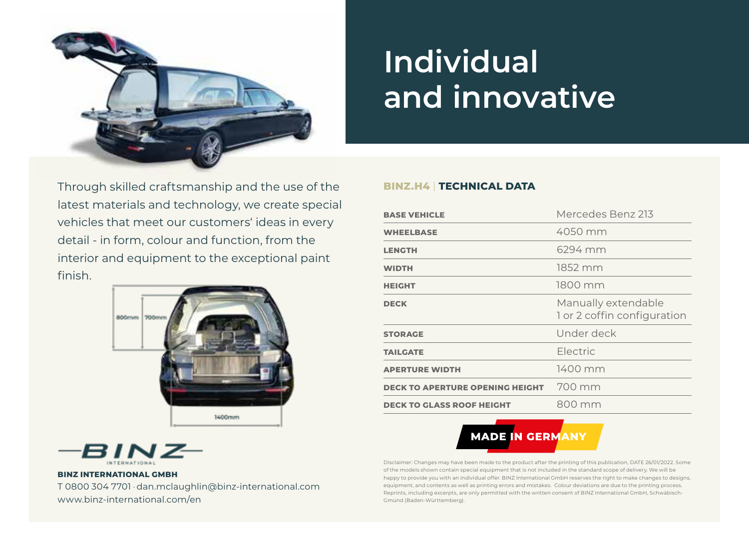# Individual and innovative

Through skilled craftsmanship and the use of the latest materials and technology, we create special vehicles that meet our customers' ideas in every detail - in form, colour and function, from the interior and equipment to the exceptional paint finish.

## BINZ.H4 | TECHNICAL DATA

| | |
|---|---|
| **BASE VEHICLE** | Mercedes Benz 213 |
| **WHEELBASE** | 4050 mm |
| **LENGTH** | 6294 mm |
| **WIDTH** | 1852 mm |
| **HEIGHT** | 1800 mm |
| **DECK** | Manually extendable 1 or 2 coffin configuration |
| **STORAGE** | Under deck |
| **TAILGATE** | Electric |
| **APERTURE WIDTH** | 1400 mm |
| **DECK TO APERTURE OPENING HEIGHT** | 700 mm |
| **DECK TO GLASS ROOF HEIGHT** | 800 mm |

**MADE IN GERMANY**

**BINZ INTERNATIONAL GMBH**
T 0800 304 7701 · dan.mclaughlin@binz-international.com
www.binz-international.com/en

Disclaimer: Changes may have been made to the product after the printing of this publication, DATE 26/01/2022. Some of the models shown contain special equipment that is not included in the standard scope of delivery. We will be happy to provide you with an individual offer. BINZ International GmbH reserves the right to make changes to designs, equipment, and contents as well as printing errors and mistakes. Colour deviations are due to the printing process. Reprints, including excerpts, are only permitted with the written consent of BINZ International GmbH, Schwäbisch-Gmünd (Baden-Württemberg).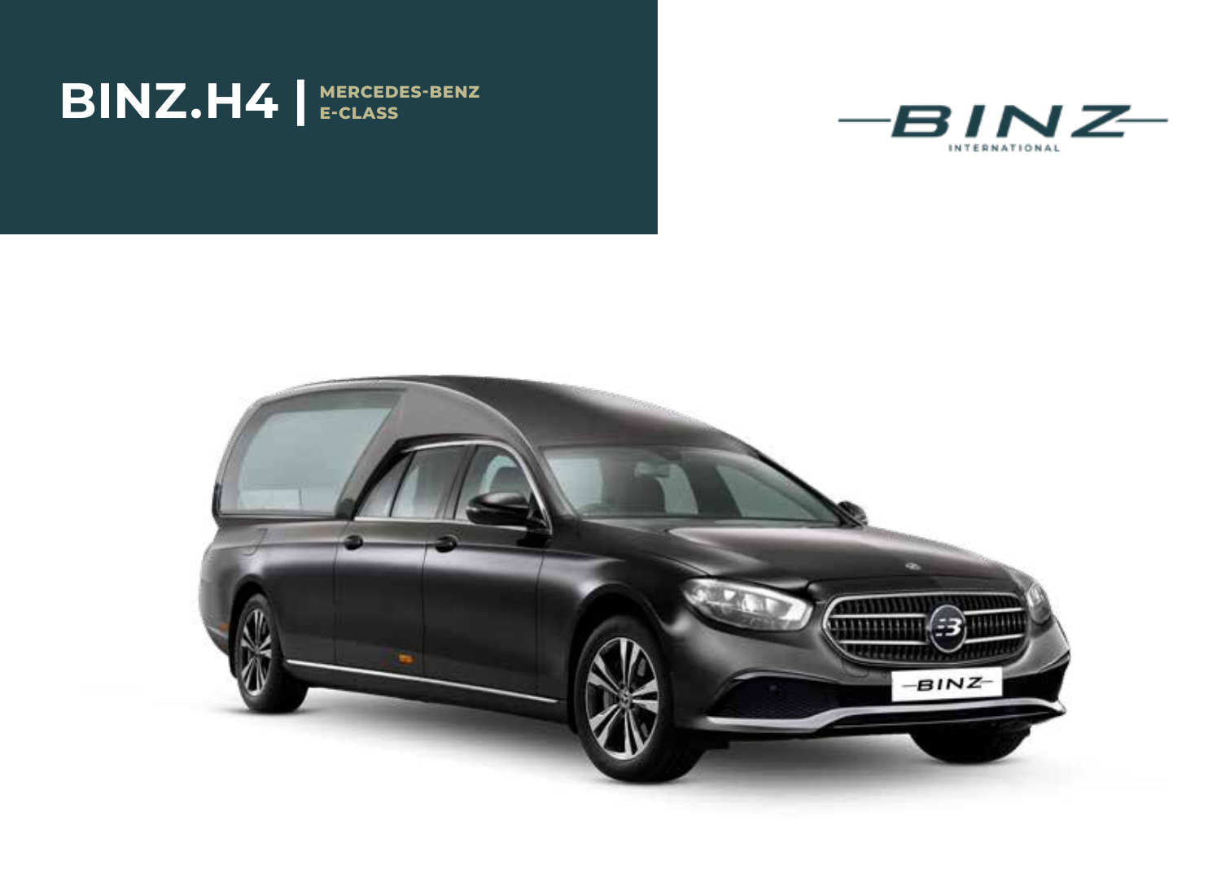# BINZ.H4 | MERCEDES-BENZ E-CLASS

BINZ INTERNATIONAL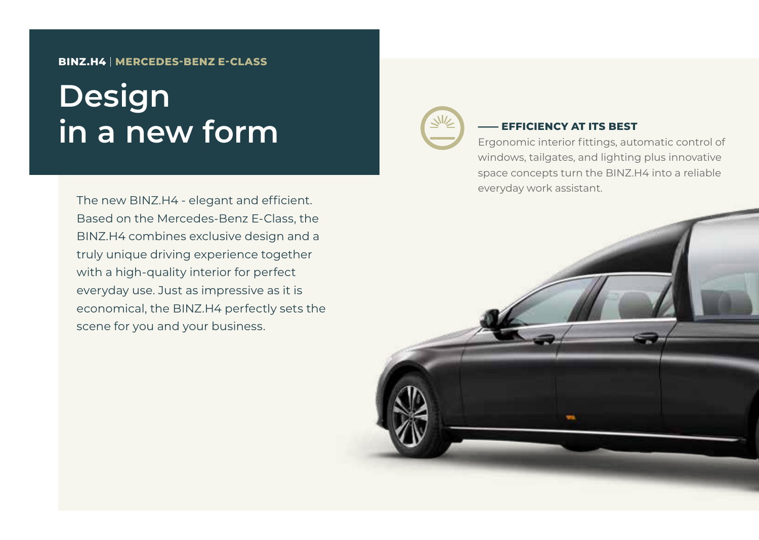**BINZ.H4** | **MERCEDES-BENZ E-CLASS**

# Design in a new form

The new BINZ.H4 - elegant and efficient. Based on the Mercedes-Benz E-Class, the BINZ.H4 combines exclusive design and a truly unique driving experience together with a high-quality interior for perfect everyday use. Just as impressive as it is economical, the BINZ.H4 perfectly sets the scene for you and your business.

### EFFICIENCY AT ITS BEST

Ergonomic interior fittings, automatic control of windows, tailgates, and lighting plus innovative space concepts turn the BINZ.H4 into a reliable everyday work assistant.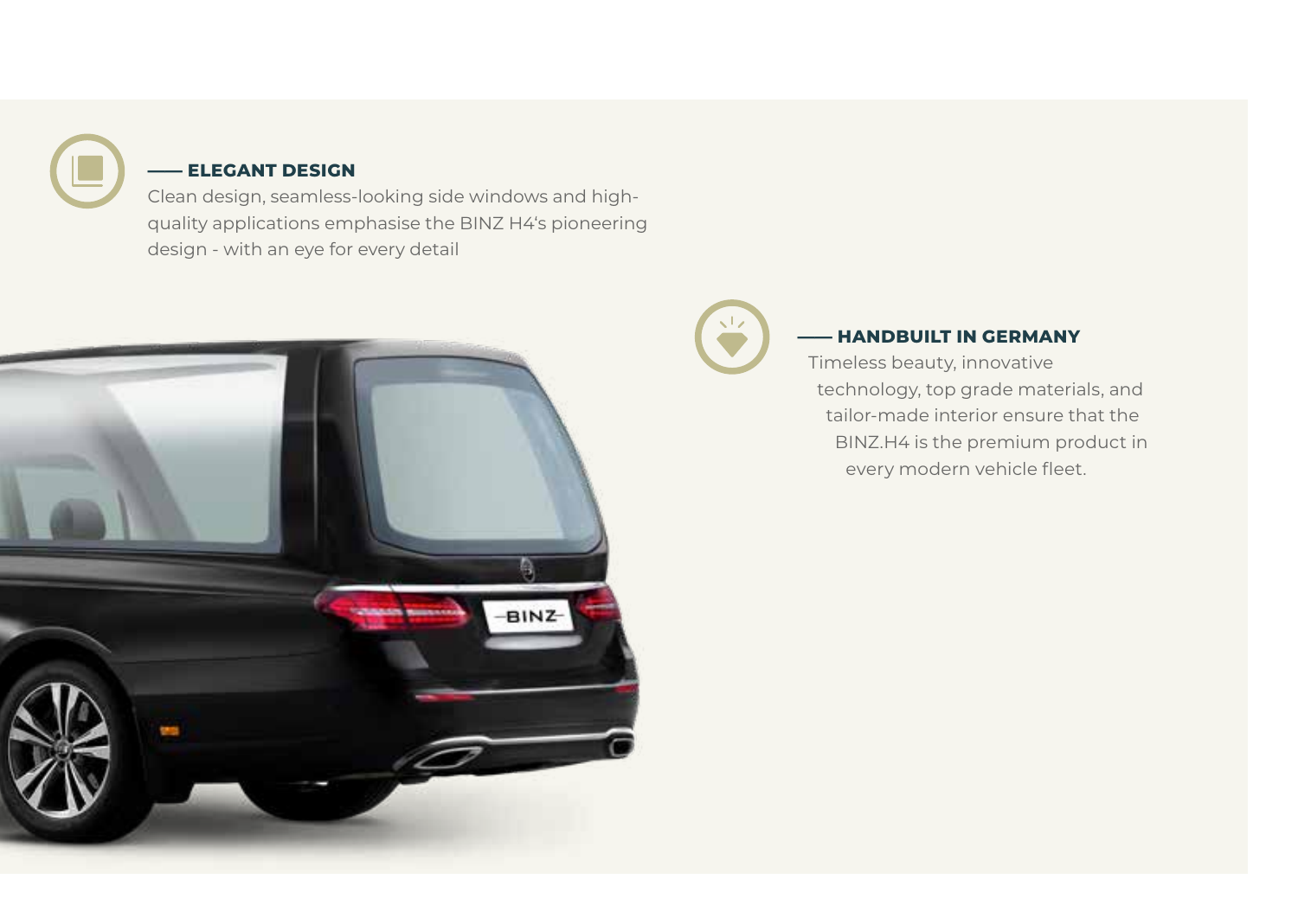## —— ELEGANT DESIGN

Clean design, seamless-looking side windows and high-quality applications emphasise the BINZ H4's pioneering design - with an eye for every detail

## —— HANDBUILT IN GERMANY

Timeless beauty, innovative technology, top grade materials, and tailor-made interior ensure that the BINZ.H4 is the premium product in every modern vehicle fleet.